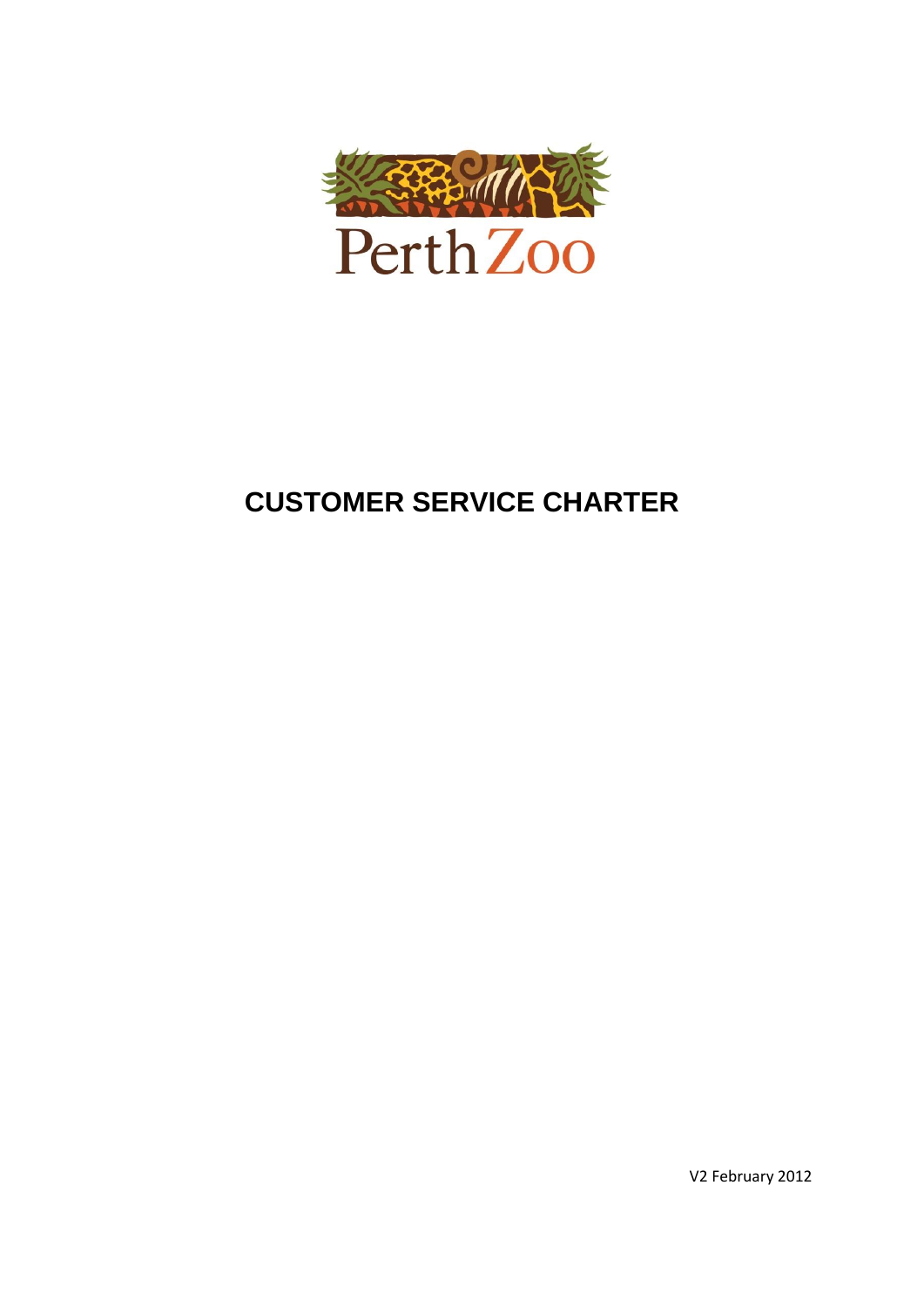Perth Zoo

# CUSTOMER SERVICE CHARTER

V2 February 2012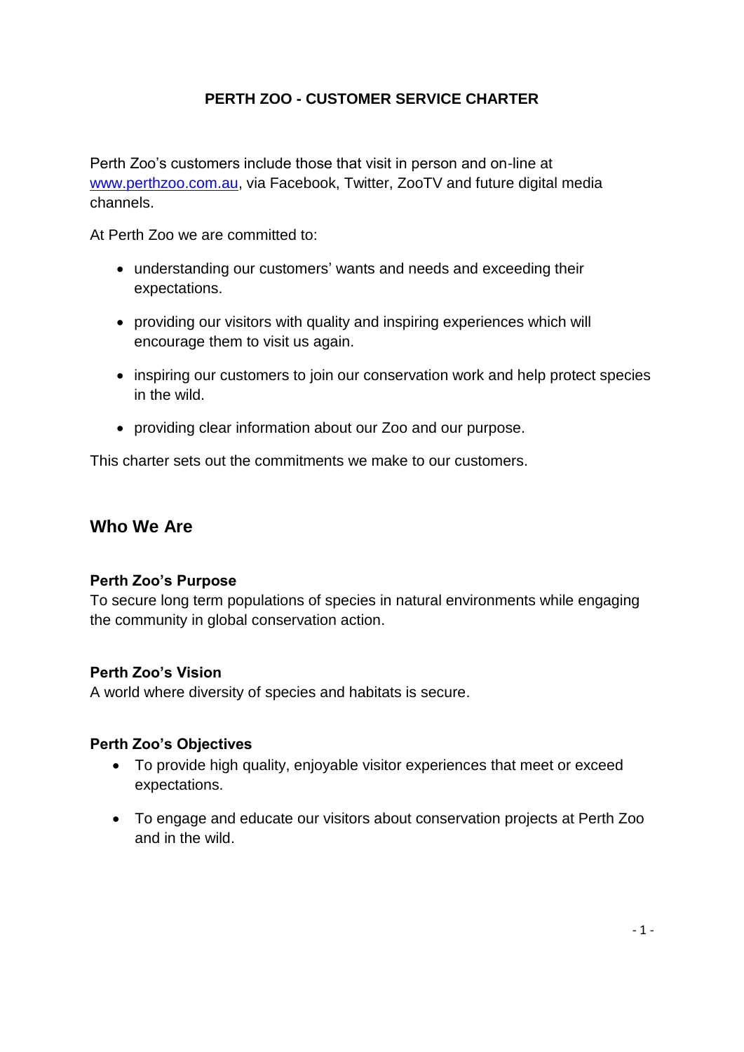# PERTH ZOO - CUSTOMER SERVICE CHARTER

Perth Zoo's customers include those that visit in person and on-line at [www.perthzoo.com.au](http://www.perthzoo.com.au), via Facebook, Twitter, ZooTV and future digital media channels.

At Perth Zoo we are committed to:

- understanding our customers' wants and needs and exceeding their expectations.
- providing our visitors with quality and inspiring experiences which will encourage them to visit us again.
- inspiring our customers to join our conservation work and help protect species in the wild.
- providing clear information about our Zoo and our purpose.

This charter sets out the commitments we make to our customers.

## Who We Are

### Perth Zoo's Purpose

To secure long term populations of species in natural environments while engaging the community in global conservation action.

### Perth Zoo's Vision

A world where diversity of species and habitats is secure.

### Perth Zoo's Objectives

- To provide high quality, enjoyable visitor experiences that meet or exceed expectations.
- To engage and educate our visitors about conservation projects at Perth Zoo and in the wild.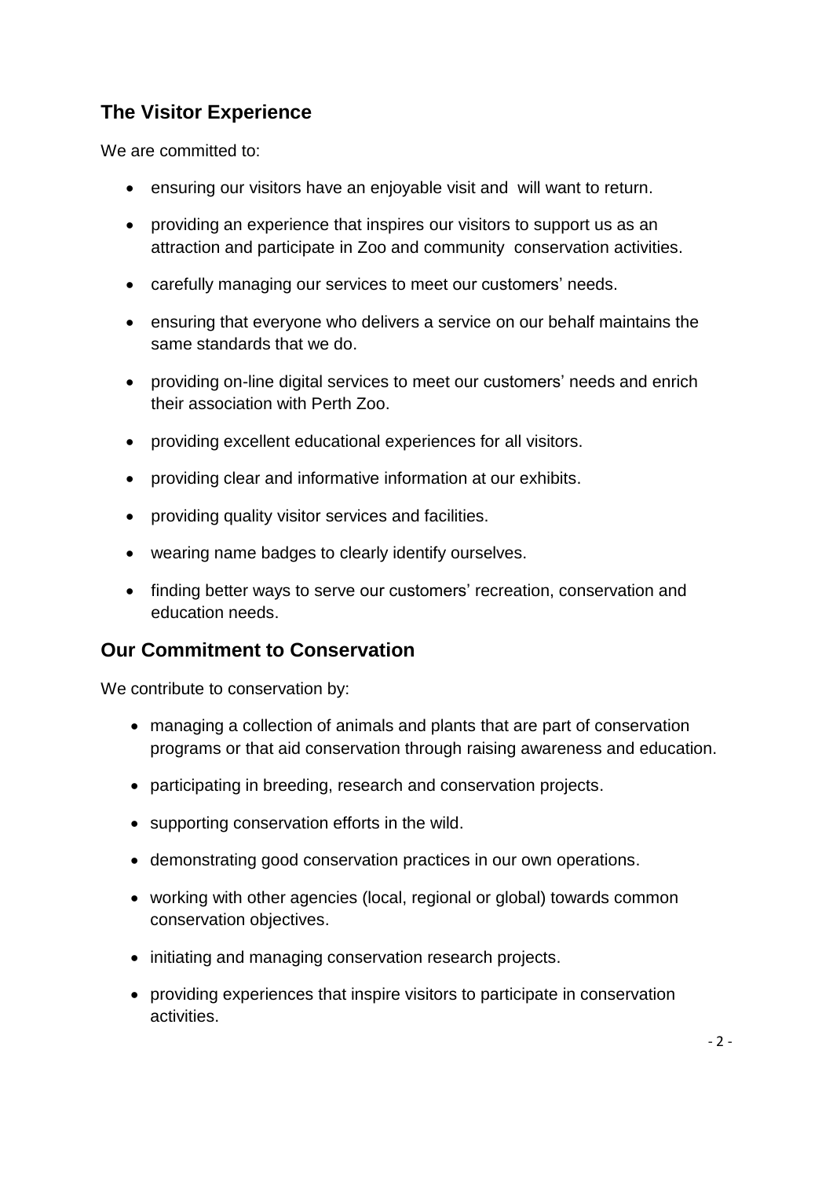## The Visitor Experience

We are committed to:

- ensuring our visitors have an enjoyable visit and will want to return.
- providing an experience that inspires our visitors to support us as an attraction and participate in Zoo and community conservation activities.
- carefully managing our services to meet our customers' needs.
- ensuring that everyone who delivers a service on our behalf maintains the same standards that we do.
- providing on-line digital services to meet our customers' needs and enrich their association with Perth Zoo.
- providing excellent educational experiences for all visitors.
- providing clear and informative information at our exhibits.
- providing quality visitor services and facilities.
- wearing name badges to clearly identify ourselves.
- finding better ways to serve our customers' recreation, conservation and education needs.

## Our Commitment to Conservation

We contribute to conservation by:

- managing a collection of animals and plants that are part of conservation programs or that aid conservation through raising awareness and education.
- participating in breeding, research and conservation projects.
- supporting conservation efforts in the wild.
- demonstrating good conservation practices in our own operations.
- working with other agencies (local, regional or global) towards common conservation objectives.
- initiating and managing conservation research projects.
- providing experiences that inspire visitors to participate in conservation activities.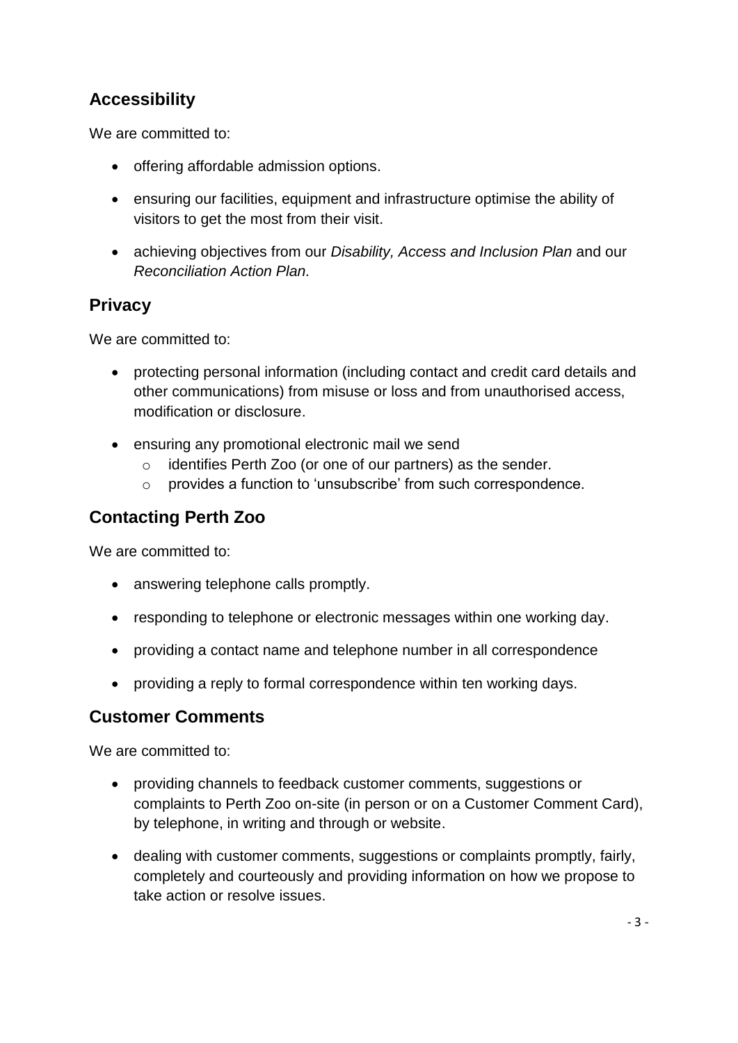## Accessibility

We are committed to:

- offering affordable admission options.
- ensuring our facilities, equipment and infrastructure optimise the ability of visitors to get the most from their visit.
- achieving objectives from our *Disability, Access and Inclusion Plan* and our *Reconciliation Action Plan.*

## Privacy

We are committed to:

- protecting personal information (including contact and credit card details and other communications) from misuse or loss and from unauthorised access, modification or disclosure.
- ensuring any promotional electronic mail we send
  - identifies Perth Zoo (or one of our partners) as the sender.
  - provides a function to 'unsubscribe' from such correspondence.

## Contacting Perth Zoo

We are committed to:

- answering telephone calls promptly.
- responding to telephone or electronic messages within one working day.
- providing a contact name and telephone number in all correspondence
- providing a reply to formal correspondence within ten working days.

## Customer Comments

We are committed to:

- providing channels to feedback customer comments, suggestions or complaints to Perth Zoo on-site (in person or on a Customer Comment Card), by telephone, in writing and through or website.
- dealing with customer comments, suggestions or complaints promptly, fairly, completely and courteously and providing information on how we propose to take action or resolve issues.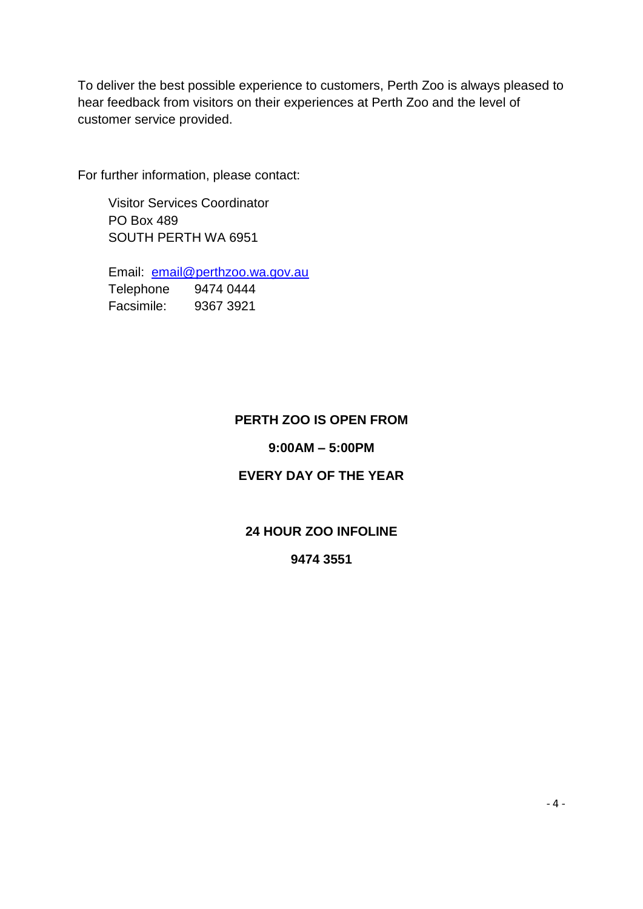To deliver the best possible experience to customers, Perth Zoo is always pleased to hear feedback from visitors on their experiences at Perth Zoo and the level of customer service provided.

For further information, please contact:

Visitor Services Coordinator  
PO Box 489  
SOUTH PERTH WA 6951

Email: email@perthzoo.wa.gov.au  
Telephone 9474 0444  
Facsimile: 9367 3921

**PERTH ZOO IS OPEN FROM**

**9:00AM – 5:00PM**

**EVERY DAY OF THE YEAR**

**24 HOUR ZOO INFOLINE**

**9474 3551**